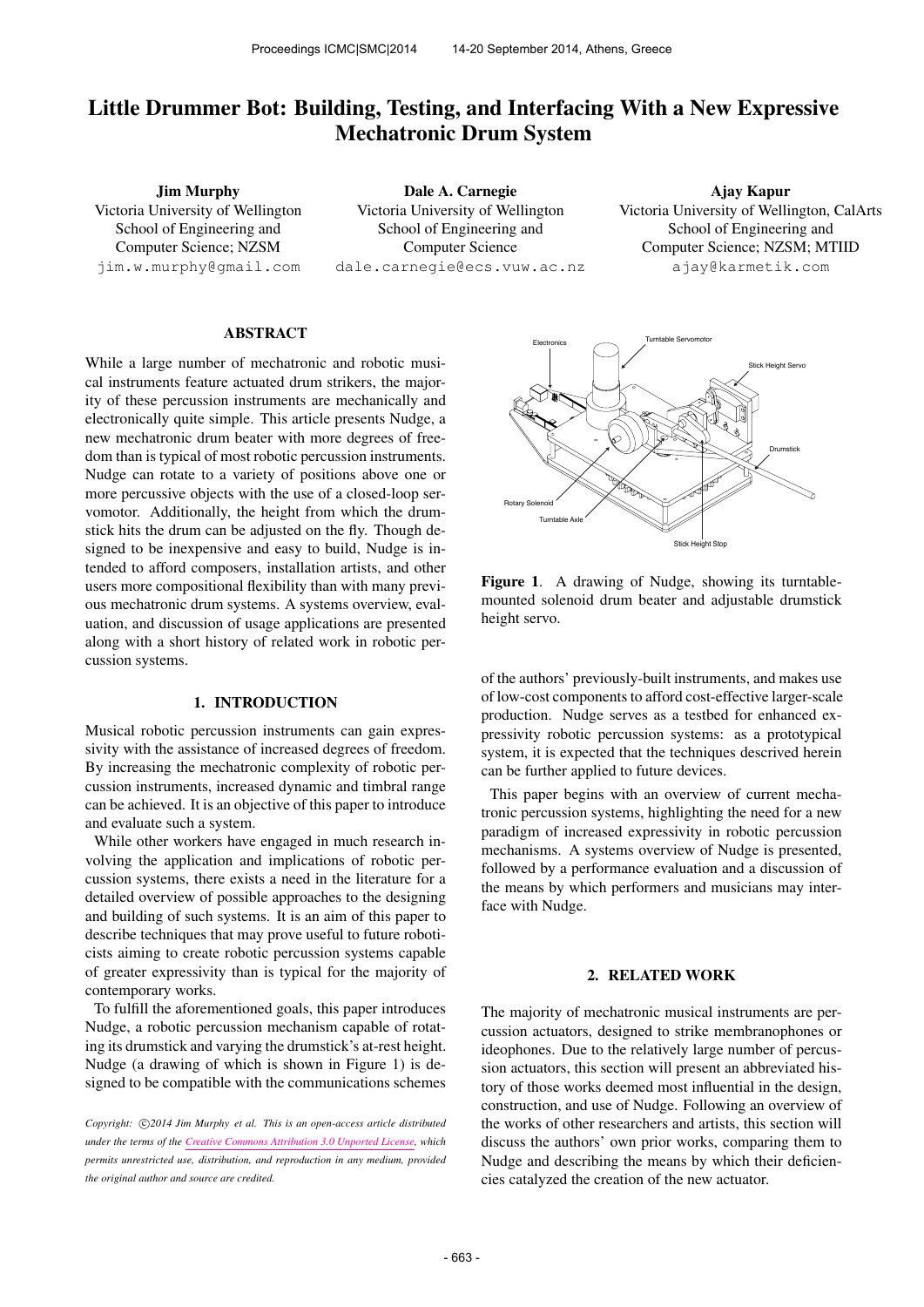# Little Drummer Bot: Building, Testing, and Interfacing With a New Expressive Mechatronic Drum System

**Jim Murphy**
Victoria University of Wellington
School of Engineering and
Computer Science; NZSM
jim.w.murphy@gmail.com

**Dale A. Carnegie**
Victoria University of Wellington
School of Engineering and
Computer Science
dale.carnegie@ecs.vuw.ac.nz

**Ajay Kapur**
Victoria University of Wellington, CalArts
School of Engineering and
Computer Science; NZSM; MTIID
ajay@karmetik.com

## ABSTRACT

While a large number of mechatronic and robotic musical instruments feature actuated drum strikers, the majority of these percussion instruments are mechanically and electronically quite simple. This article presents Nudge, a new mechatronic drum beater with more degrees of freedom than is typical of most robotic percussion instruments. Nudge can rotate to a variety of positions above one or more percussive objects with the use of a closed-loop servomotor. Additionally, the height from which the drumstick hits the drum can be adjusted on the fly. Though designed to be inexpensive and easy to build, Nudge is intended to afford composers, installation artists, and other users more compositional flexibility than with many previous mechatronic drum systems. A systems overview, evaluation, and discussion of usage applications are presented along with a short history of related work in robotic percussion systems.

## 1. INTRODUCTION

Musical robotic percussion instruments can gain expressivity with the assistance of increased degrees of freedom. By increasing the mechatronic complexity of robotic percussion instruments, increased dynamic and timbral range can be achieved. It is an objective of this paper to introduce and evaluate such a system.

While other workers have engaged in much research involving the application and implications of robotic percussion systems, there exists a need in the literature for a detailed overview of possible approaches to the designing and building of such systems. It is an aim of this paper to describe techniques that may prove useful to future roboticists aiming to create robotic percussion systems capable of greater expressivity than is typical for the majority of contemporary works.

To fulfill the aforementioned goals, this paper introduces Nudge, a robotic percussion mechanism capable of rotating its drumstick and varying the drumstick's at-rest height. Nudge (a drawing of which is shown in Figure 1) is designed to be compatible with the communications schemes of the authors' previously-built instruments, and makes use of low-cost components to afford cost-effective larger-scale production. Nudge serves as a testbed for enhanced expressivity robotic percussion systems: as a prototypical system, it is expected that the techniques descrived herein can be further applied to future devices.

This paper begins with an overview of current mechatronic percussion systems, highlighting the need for a new paradigm of increased expressivity in robotic percussion mechanisms. A systems overview of Nudge is presented, followed by a performance evaluation and a discussion of the means by which performers and musicians may interface with Nudge.

**Figure 1**. A drawing of Nudge, showing its turntable-mounted solenoid drum beater and adjustable drumstick height servo.

*Copyright: ©2014 Jim Murphy et al. This is an open-access article distributed under the terms of the Creative Commons Attribution 3.0 Unported License, which permits unrestricted use, distribution, and reproduction in any medium, provided the original author and source are credited.*

## 2. RELATED WORK

The majority of mechatronic musical instruments are percussion actuators, designed to strike membranophones or ideophones. Due to the relatively large number of percussion actuators, this section will present an abbreviated history of those works deemed most influential in the design, construction, and use of Nudge. Following an overview of the works of other researchers and artists, this section will discuss the authors' own prior works, comparing them to Nudge and describing the means by which their deficiencies catalyzed the creation of the new actuator.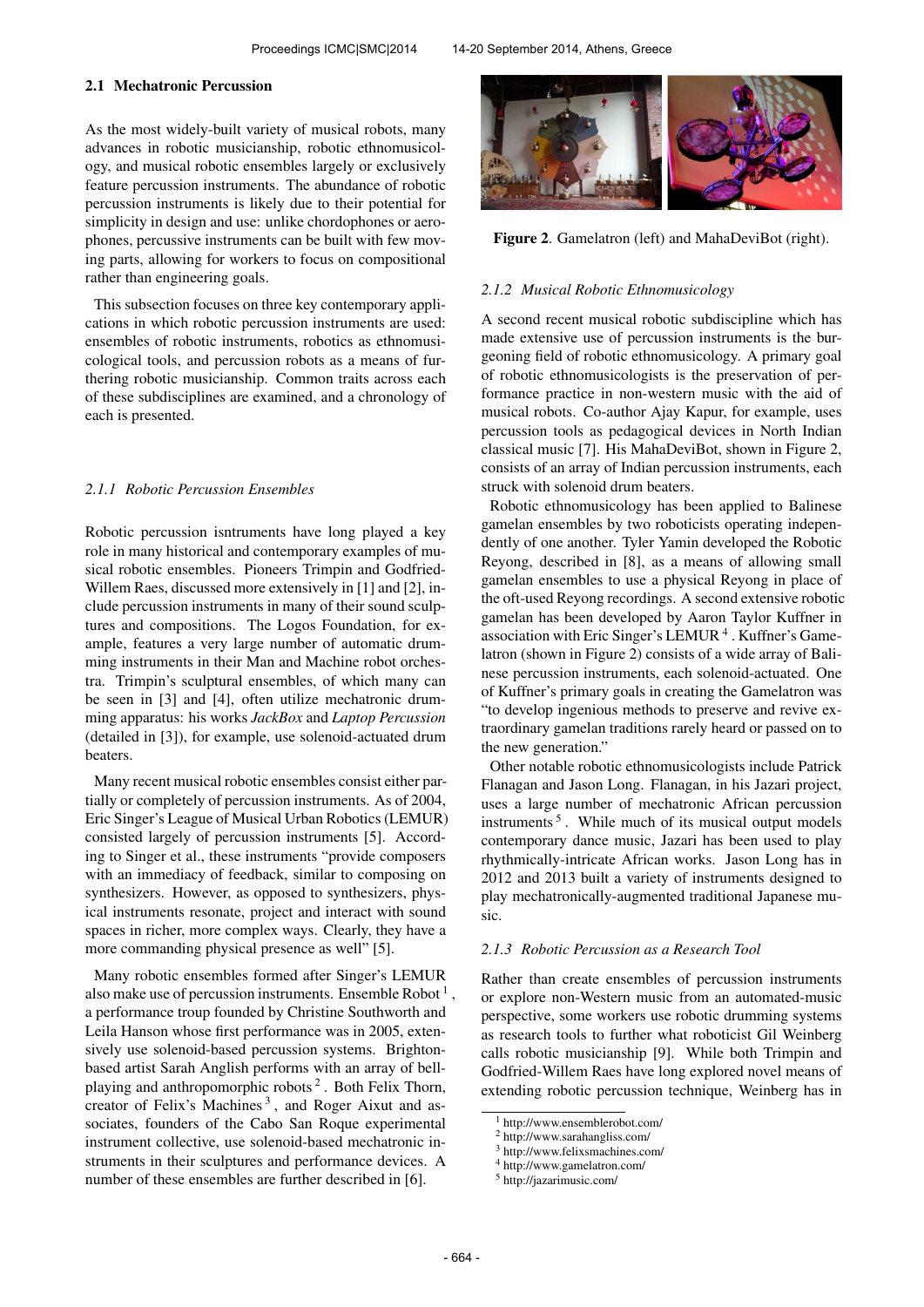### 2.1 Mechatronic Percussion

As the most widely-built variety of musical robots, many advances in robotic musicianship, robotic ethnomusicology, and musical robotic ensembles largely or exclusively feature percussion instruments. The abundance of robotic percussion instruments is likely due to their potential for simplicity in design and use: unlike chordophones or aerophones, percussive instruments can be built with few moving parts, allowing for workers to focus on compositional rather than engineering goals.

This subsection focuses on three key contemporary applications in which robotic percussion instruments are used: ensembles of robotic instruments, robotics as ethnomusicological tools, and percussion robots as a means of furthering robotic musicianship. Common traits across each of these subdisciplines are examined, and a chronology of each is presented.

#### 2.1.1 *Robotic Percussion Ensembles*

Robotic percussion isntruments have long played a key role in many historical and contemporary examples of musical robotic ensembles. Pioneers Trimpin and Godfried-Willem Raes, discussed more extensively in [1] and [2], include percussion instruments in many of their sound sculptures and compositions. The Logos Foundation, for example, features a very large number of automatic drumming instruments in their Man and Machine robot orchestra. Trimpin's sculptural ensembles, of which many can be seen in [3] and [4], often utilize mechatronic drumming apparatus: his works *JackBox* and *Laptop Percussion* (detailed in [3]), for example, use solenoid-actuated drum beaters.

Many recent musical robotic ensembles consist either partially or completely of percussion instruments. As of 2004, Eric Singer's League of Musical Urban Robotics (LEMUR) consisted largely of percussion instruments [5]. According to Singer et al., these instruments "provide composers with an immediacy of feedback, similar to composing on synthesizers. However, as opposed to synthesizers, physical instruments resonate, project and interact with sound spaces in richer, more complex ways. Clearly, they have a more commanding physical presence as well" [5].

Many robotic ensembles formed after Singer's LEMUR also make use of percussion instruments. Ensemble Robot [1], a performance troup founded by Christine Southworth and Leila Hanson whose first performance was in 2005, extensively use solenoid-based percussion systems. Brighton-based artist Sarah Anglish performs with an array of bell-playing and anthropomorphic robots [2]. Both Felix Thorn, creator of Felix's Machines [3], and Roger Aixut and associates, founders of the Cabo San Roque experimental instrument collective, use solenoid-based mechatronic instruments in their sculptures and performance devices. A number of these ensembles are further described in [6].

**Figure 2**. Gamelatron (left) and MahaDeviBot (right).

#### 2.1.2 *Musical Robotic Ethnomusicology*

A second recent musical robotic subdiscipline which has made extensive use of percussion instruments is the burgeoning field of robotic ethnomusicology. A primary goal of robotic ethnomusicologists is the preservation of performance practice in non-western music with the aid of musical robots. Co-author Ajay Kapur, for example, uses percussion tools as pedagogical devices in North Indian classical music [7]. His MahaDeviBot, shown in Figure 2, consists of an array of Indian percussion instruments, each struck with solenoid drum beaters.

Robotic ethnomusicology has been applied to Balinese gamelan ensembles by two roboticists operating independently of one another. Tyler Yamin developed the Robotic Reyong, described in [8], as a means of allowing small gamelan ensembles to use a physical Reyong in place of the oft-used Reyong recordings. A second extensive robotic gamelan has been developed by Aaron Taylor Kuffner in association with Eric Singer's LEMUR [4]. Kuffner's Gamelatron (shown in Figure 2) consists of a wide array of Balinese percussion instruments, each solenoid-actuated. One of Kuffner's primary goals in creating the Gamelatron was "to develop ingenious methods to preserve and revive extraordinary gamelan traditions rarely heard or passed on to the new generation."

Other notable robotic ethnomusicologists include Patrick Flanagan and Jason Long. Flanagan, in his Jazari project, uses a large number of mechatronic African percussion instruments [5]. While much of its musical output models contemporary dance music, Jazari has been used to play rhythmically-intricate African works. Jason Long has in 2012 and 2013 built a variety of instruments designed to play mechatronically-augmented traditional Japanese music.

#### 2.1.3 *Robotic Percussion as a Research Tool*

Rather than create ensembles of percussion instruments or explore non-Western music from an automated-music perspective, some workers use robotic drumming systems as research tools to further what roboticist Gil Weinberg calls robotic musicianship [9]. While both Trimpin and Godfried-Willem Raes have long explored novel means of extending robotic percussion technique, Weinberg has in

---

[1] http://www.ensemblerobot.com/
[2] http://www.sarahangliss.com/
[3] http://www.felixsmachines.com/
[4] http://www.gamelatron.com/
[5] http://jazarimusic.com/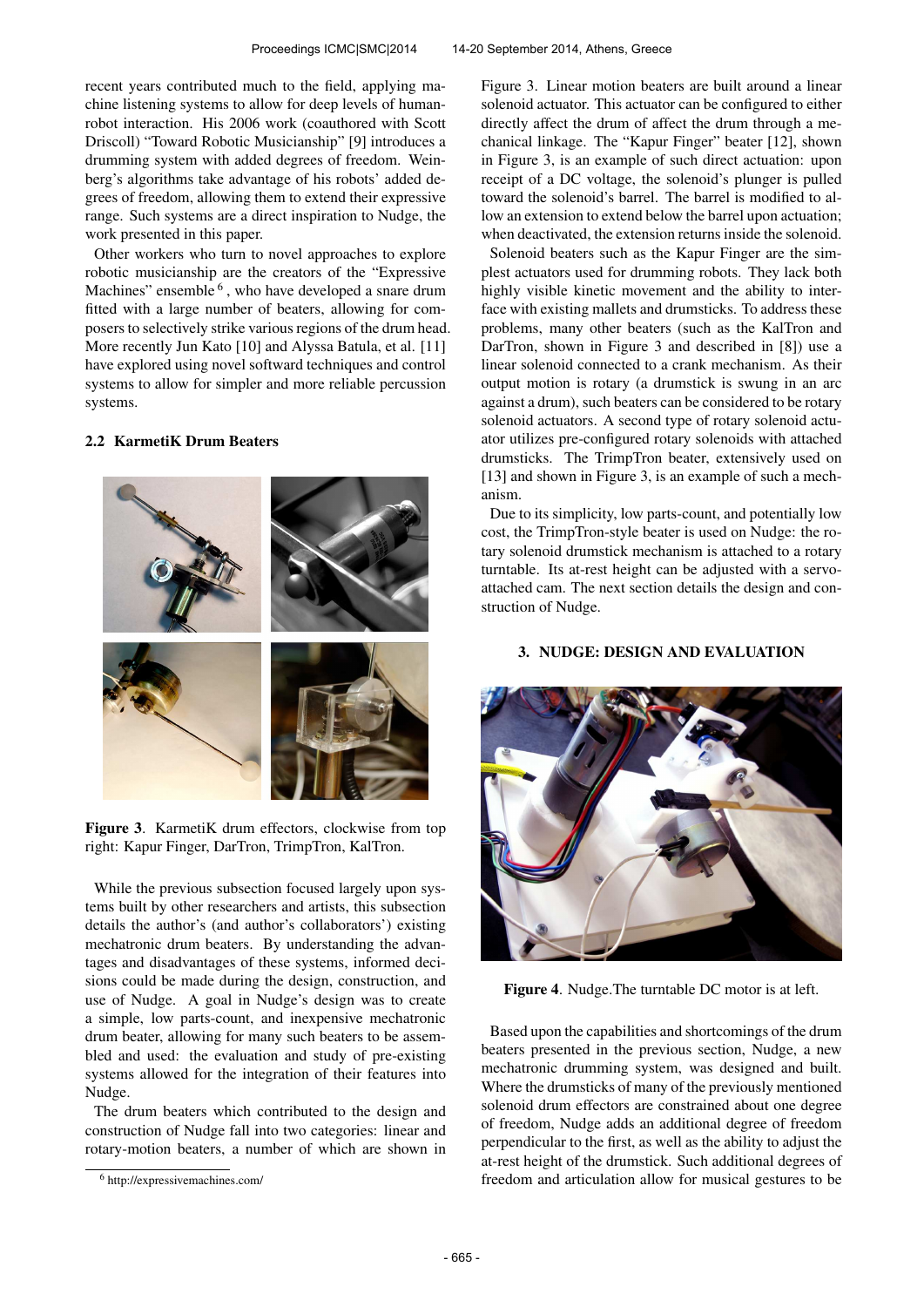recent years contributed much to the field, applying machine listening systems to allow for deep levels of human-robot interaction. His 2006 work (coauthored with Scott Driscoll) "Toward Robotic Musicianship" [9] introduces a drumming system with added degrees of freedom. Weinberg's algorithms take advantage of his robots' added degrees of freedom, allowing them to extend their expressive range. Such systems are a direct inspiration to Nudge, the work presented in this paper.

Other workers who turn to novel approaches to explore robotic musicianship are the creators of the "Expressive Machines" ensemble [6], who have developed a snare drum fitted with a large number of beaters, allowing for composers to selectively strike various regions of the drum head. More recently Jun Kato [10] and Alyssa Batula, et al. [11] have explored using novel softward techniques and control systems to allow for simpler and more reliable percussion systems.

### 2.2 KarmetiK Drum Beaters

**Figure 3**. KarmetiK drum effectors, clockwise from top right: Kapur Finger, DarTron, TrimpTron, KalTron.

While the previous subsection focused largely upon systems built by other researchers and artists, this subsection details the author's (and author's collaborators') existing mechatronic drum beaters. By understanding the advantages and disadvantages of these systems, informed decisions could be made during the design, construction, and use of Nudge. A goal in Nudge's design was to create a simple, low parts-count, and inexpensive mechatronic drum beater, allowing for many such beaters to be assembled and used: the evaluation and study of pre-existing systems allowed for the integration of their features into Nudge.

The drum beaters which contributed to the design and construction of Nudge fall into two categories: linear and rotary-motion beaters, a number of which are shown in Figure 3. Linear motion beaters are built around a linear solenoid actuator. This actuator can be configured to either directly affect the drum of affect the drum through a mechanical linkage. The "Kapur Finger" beater [12], shown in Figure 3, is an example of such direct actuation: upon receipt of a DC voltage, the solenoid's plunger is pulled toward the solenoid's barrel. The barrel is modified to allow an extension to extend below the barrel upon actuation; when deactivated, the extension returns inside the solenoid.

Solenoid beaters such as the Kapur Finger are the simplest actuators used for drumming robots. They lack both highly visible kinetic movement and the ability to interface with existing mallets and drumsticks. To address these problems, many other beaters (such as the KalTron and DarTron, shown in Figure 3 and described in [8]) use a linear solenoid connected to a crank mechanism. As their output motion is rotary (a drumstick is swung in an arc against a drum), such beaters can be considered to be rotary solenoid actuators. A second type of rotary solenoid actuator utilizes pre-configured rotary solenoids with attached drumsticks. The TrimpTron beater, extensively used on [13] and shown in Figure 3, is an example of such a mechanism.

Due to its simplicity, low parts-count, and potentially low cost, the TrimpTron-style beater is used on Nudge: the rotary solenoid drumstick mechanism is attached to a rotary turntable. Its at-rest height can be adjusted with a servo-attached cam. The next section details the design and construction of Nudge.

## 3. NUDGE: DESIGN AND EVALUATION

**Figure 4**. Nudge.The turntable DC motor is at left.

Based upon the capabilities and shortcomings of the drum beaters presented in the previous section, Nudge, a new mechatronic drumming system, was designed and built. Where the drumsticks of many of the previously mentioned solenoid drum effectors are constrained about one degree of freedom, Nudge adds an additional degree of freedom perpendicular to the first, as well as the ability to adjust the at-rest height of the drumstick. Such additional degrees of freedom and articulation allow for musical gestures to be

[6] http://expressivemachines.com/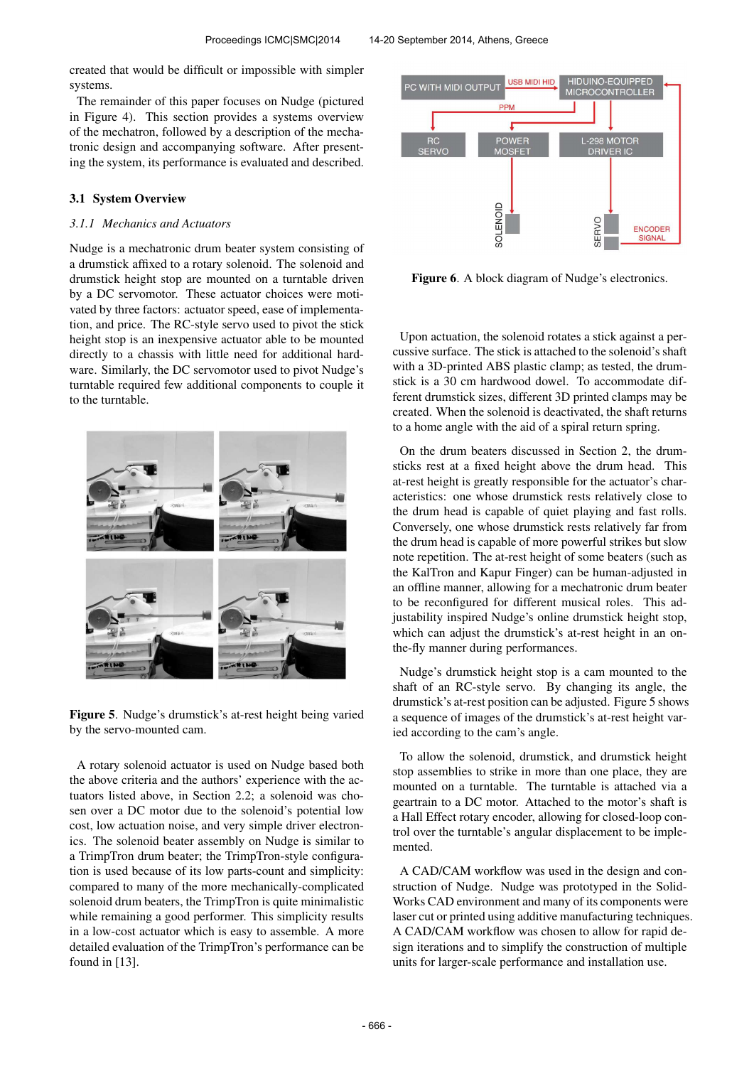created that would be difficult or impossible with simpler systems.

The remainder of this paper focuses on Nudge (pictured in Figure 4). This section provides a systems overview of the mechatron, followed by a description of the mechatronic design and accompanying software. After presenting the system, its performance is evaluated and described.

### 3.1 System Overview

#### *3.1.1 Mechanics and Actuators*

Nudge is a mechatronic drum beater system consisting of a drumstick affixed to a rotary solenoid. The solenoid and drumstick height stop are mounted on a turntable driven by a DC servomotor. These actuator choices were motivated by three factors: actuator speed, ease of implementation, and price. The RC-style servo used to pivot the stick height stop is an inexpensive actuator able to be mounted directly to a chassis with little need for additional hardware. Similarly, the DC servomotor used to pivot Nudge's turntable required few additional components to couple it to the turntable.

**Figure 5**. Nudge's drumstick's at-rest height being varied by the servo-mounted cam.

A rotary solenoid actuator is used on Nudge based both the above criteria and the authors' experience with the actuators listed above, in Section 2.2; a solenoid was chosen over a DC motor due to the solenoid's potential low cost, low actuation noise, and very simple driver electronics. The solenoid beater assembly on Nudge is similar to a TrimpTron drum beater; the TrimpTron-style configuration is used because of its low parts-count and simplicity: compared to many of the more mechanically-complicated solenoid drum beaters, the TrimpTron is quite minimalistic while remaining a good performer. This simplicity results in a low-cost actuator which is easy to assemble. A more detailed evaluation of the TrimpTron's performance can be found in [13].

**Figure 6**. A block diagram of Nudge's electronics.

Upon actuation, the solenoid rotates a stick against a percussive surface. The stick is attached to the solenoid's shaft with a 3D-printed ABS plastic clamp; as tested, the drumstick is a 30 cm hardwood dowel. To accommodate different drumstick sizes, different 3D printed clamps may be created. When the solenoid is deactivated, the shaft returns to a home angle with the aid of a spiral return spring.

On the drum beaters discussed in Section 2, the drumsticks rest at a fixed height above the drum head. This at-rest height is greatly responsible for the actuator's characteristics: one whose drumstick rests relatively close to the drum head is capable of quiet playing and fast rolls. Conversely, one whose drumstick rests relatively far from the drum head is capable of more powerful strikes but slow note repetition. The at-rest height of some beaters (such as the KalTron and Kapur Finger) can be human-adjusted in an offline manner, allowing for a mechatronic drum beater to be reconfigured for different musical roles. This adjustability inspired Nudge's online drumstick height stop, which can adjust the drumstick's at-rest height in an on-the-fly manner during performances.

Nudge's drumstick height stop is a cam mounted to the shaft of an RC-style servo. By changing its angle, the drumstick's at-rest position can be adjusted. Figure 5 shows a sequence of images of the drumstick's at-rest height varied according to the cam's angle.

To allow the solenoid, drumstick, and drumstick height stop assemblies to strike in more than one place, they are mounted on a turntable. The turntable is attached via a geartrain to a DC motor. Attached to the motor's shaft is a Hall Effect rotary encoder, allowing for closed-loop control over the turntable's angular displacement to be implemented.

A CAD/CAM workflow was used in the design and construction of Nudge. Nudge was prototyped in the SolidWorks CAD environment and many of its components were laser cut or printed using additive manufacturing techniques. A CAD/CAM workflow was chosen to allow for rapid design iterations and to simplify the construction of multiple units for larger-scale performance and installation use.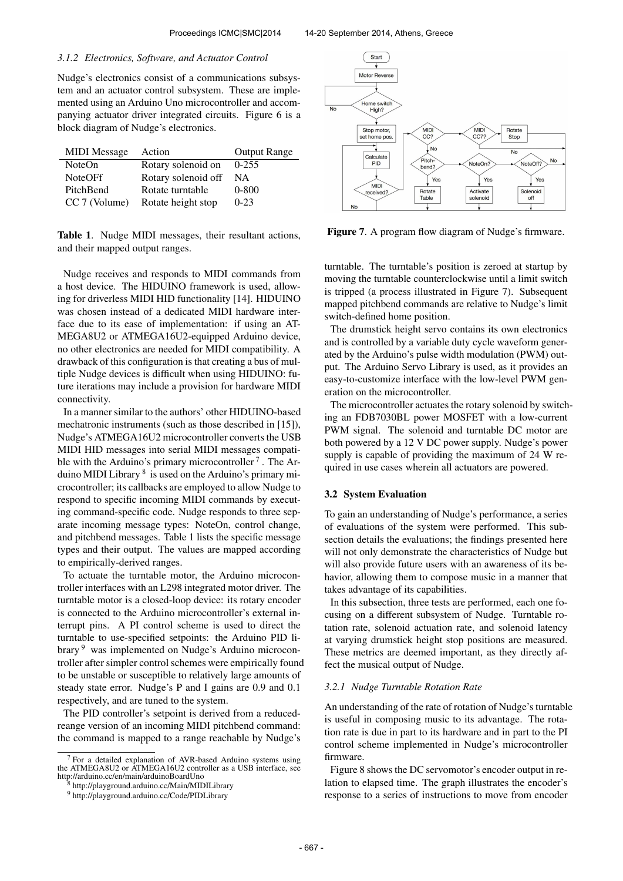#### 3.1.2 Electronics, Software, and Actuator Control

Nudge's electronics consist of a communications subsystem and an actuator control subsystem. These are implemented using an Arduino Uno microcontroller and accompanying actuator driver integrated circuits. Figure 6 is a block diagram of Nudge's electronics.

| MIDI Message | Action | Output Range |
|---|---|---|
| NoteOn | Rotary solenoid on | 0-255 |
| NoteOFf | Rotary solenoid off | NA |
| PitchBend | Rotate turntable | 0-800 |
| CC 7 (Volume) | Rotate height stop | 0-23 |

**Table 1**. Nudge MIDI messages, their resultant actions, and their mapped output ranges.

Nudge receives and responds to MIDI commands from a host device. The HIDUINO framework is used, allowing for driverless MIDI HID functionality [14]. HIDUINO was chosen instead of a dedicated MIDI hardware interface due to its ease of implementation: if using an ATMEGA8U2 or ATMEGA16U2-equipped Arduino device, no other electronics are needed for MIDI compatibility. A drawback of this configuration is that creating a bus of multiple Nudge devices is difficult when using HIDUINO: future iterations may include a provision for hardware MIDI connectivity.

In a manner similar to the authors' other HIDUINO-based mechatronic instruments (such as those described in [15]), Nudge's ATMEGA16U2 microcontroller converts the USB MIDI HID messages into serial MIDI messages compatible with the Arduino's primary microcontroller [7]. The Arduino MIDI Library [8] is used on the Arduino's primary microcontroller; its callbacks are employed to allow Nudge to respond to specific incoming MIDI commands by executing command-specific code. Nudge responds to three separate incoming message types: NoteOn, control change, and pitchbend messages. Table 1 lists the specific message types and their output. The values are mapped according to empirically-derived ranges.

To actuate the turntable motor, the Arduino microcontroller interfaces with an L298 integrated motor driver. The turntable motor is a closed-loop device: its rotary encoder is connected to the Arduino microcontroller's external interrupt pins. A PI control scheme is used to direct the turntable to use-specified setpoints: the Arduino PID library [9] was implemented on Nudge's Arduino microcontroller after simpler control schemes were empirically found to be unstable or susceptible to relatively large amounts of steady state error. Nudge's P and I gains are 0.9 and 0.1 respectively, and are tuned to the system.

The PID controller's setpoint is derived from a reduced-reange version of an incoming MIDI pitchbend command: the command is mapped to a range reachable by Nudge's turntable. The turntable's position is zeroed at startup by moving the turntable counterclockwise until a limit switch is tripped (a process illustrated in Figure 7). Subsequent mapped pitchbend commands are relative to Nudge's limit switch-defined home position.

**Figure 7**. A program flow diagram of Nudge's firmware.

The drumstick height servo contains its own electronics and is controlled by a variable duty cycle waveform generated by the Arduino's pulse width modulation (PWM) output. The Arduino Servo Library is used, as it provides an easy-to-customize interface with the low-level PWM generation on the microcontroller.

The microcontroller actuates the rotary solenoid by switching an FDB7030BL power MOSFET with a low-current PWM signal. The solenoid and turntable DC motor are both powered by a 12 V DC power supply. Nudge's power supply is capable of providing the maximum of 24 W required in use cases wherein all actuators are powered.

### 3.2 System Evaluation

To gain an understanding of Nudge's performance, a series of evaluations of the system were performed. This subsection details the evaluations; the findings presented here will not only demonstrate the characteristics of Nudge but will also provide future users with an awareness of its behavior, allowing them to compose music in a manner that takes advantage of its capabilities.

In this subsection, three tests are performed, each one focusing on a different subsystem of Nudge. Turntable rotation rate, solenoid actuation rate, and solenoid latency at varying drumstick height stop positions are measured. These metrics are deemed important, as they directly affect the musical output of Nudge.

#### 3.2.1 Nudge Turntable Rotation Rate

An understanding of the rate of rotation of Nudge's turntable is useful in composing music to its advantage. The rotation rate is due in part to its hardware and in part to the PI control scheme implemented in Nudge's microcontroller firmware.

Figure 8 shows the DC servomotor's encoder output in relation to elapsed time. The graph illustrates the encoder's response to a series of instructions to move from encoder

[7] For a detailed explanation of AVR-based Arduino systems using the ATMEGA8U2 or ATMEGA16U2 controller as a USB interface, see http://arduino.cc/en/main/arduinoBoardUno

[8] http://playground.arduino.cc/Main/MIDILibrary

[9] http://playground.arduino.cc/Code/PIDLibrary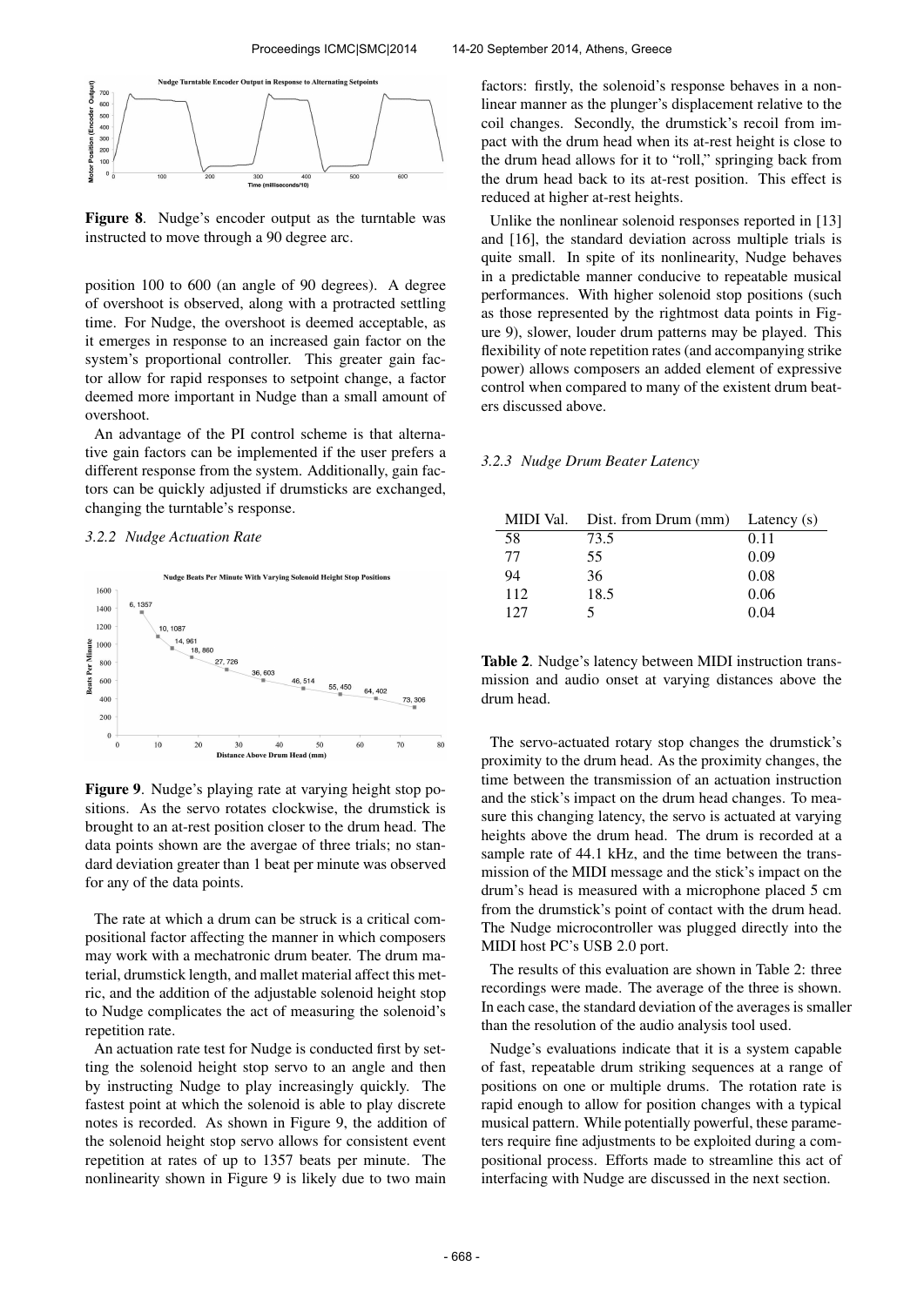**Figure 8**. Nudge's encoder output as the turntable was instructed to move through a 90 degree arc.

position 100 to 600 (an angle of 90 degrees). A degree of overshoot is observed, along with a protracted settling time. For Nudge, the overshoot is deemed acceptable, as it emerges in response to an increased gain factor on the system's proportional controller. This greater gain factor allow for rapid responses to setpoint change, a factor deemed more important in Nudge than a small amount of overshoot.

An advantage of the PI control scheme is that alternative gain factors can be implemented if the user prefers a different response from the system. Additionally, gain factors can be quickly adjusted if drumsticks are exchanged, changing the turntable's response.

### 3.2.2 Nudge Actuation Rate

**Figure 9**. Nudge's playing rate at varying height stop positions. As the servo rotates clockwise, the drumstick is brought to an at-rest position closer to the drum head. The data points shown are the avergae of three trials; no standard deviation greater than 1 beat per minute was observed for any of the data points.

The rate at which a drum can be struck is a critical compositional factor affecting the manner in which composers may work with a mechatronic drum beater. The drum material, drumstick length, and mallet material affect this metric, and the addition of the adjustable solenoid height stop to Nudge complicates the act of measuring the solenoid's repetition rate.

An actuation rate test for Nudge is conducted first by setting the solenoid height stop servo to an angle and then by instructing Nudge to play increasingly quickly. The fastest point at which the solenoid is able to play discrete notes is recorded. As shown in Figure 9, the addition of the solenoid height stop servo allows for consistent event repetition at rates of up to 1357 beats per minute. The nonlinearity shown in Figure 9 is likely due to two main factors: firstly, the solenoid's response behaves in a nonlinear manner as the plunger's displacement relative to the coil changes. Secondly, the drumstick's recoil from impact with the drum head when its at-rest height is close to the drum head allows for it to "roll," springing back from the drum head back to its at-rest position. This effect is reduced at higher at-rest heights.

Unlike the nonlinear solenoid responses reported in [13] and [16], the standard deviation across multiple trials is quite small. In spite of its nonlinearity, Nudge behaves in a predictable manner conducive to repeatable musical performances. With higher solenoid stop positions (such as those represented by the rightmost data points in Figure 9), slower, louder drum patterns may be played. This flexibility of note repetition rates (and accompanying strike power) allows composers an added element of expressive control when compared to many of the existent drum beaters discussed above.

### 3.2.3 Nudge Drum Beater Latency

| MIDI Val. | Dist. from Drum (mm) | Latency (s) |
|---|---|---|
| 58 | 73.5 | 0.11 |
| 77 | 55 | 0.09 |
| 94 | 36 | 0.08 |
| 112 | 18.5 | 0.06 |
| 127 | 5 | 0.04 |

**Table 2**. Nudge's latency between MIDI instruction transmission and audio onset at varying distances above the drum head.

The servo-actuated rotary stop changes the drumstick's proximity to the drum head. As the proximity changes, the time between the transmission of an actuation instruction and the stick's impact on the drum head changes. To measure this changing latency, the servo is actuated at varying heights above the drum head. The drum is recorded at a sample rate of 44.1 kHz, and the time between the transmission of the MIDI message and the stick's impact on the drum's head is measured with a microphone placed 5 cm from the drumstick's point of contact with the drum head. The Nudge microcontroller was plugged directly into the MIDI host PC's USB 2.0 port.

The results of this evaluation are shown in Table 2: three recordings were made. The average of the three is shown. In each case, the standard deviation of the averages is smaller than the resolution of the audio analysis tool used.

Nudge's evaluations indicate that it is a system capable of fast, repeatable drum striking sequences at a range of positions on one or multiple drums. The rotation rate is rapid enough to allow for position changes with a typical musical pattern. While potentially powerful, these parameters require fine adjustments to be exploited during a compositional process. Efforts made to streamline this act of interfacing with Nudge are discussed in the next section.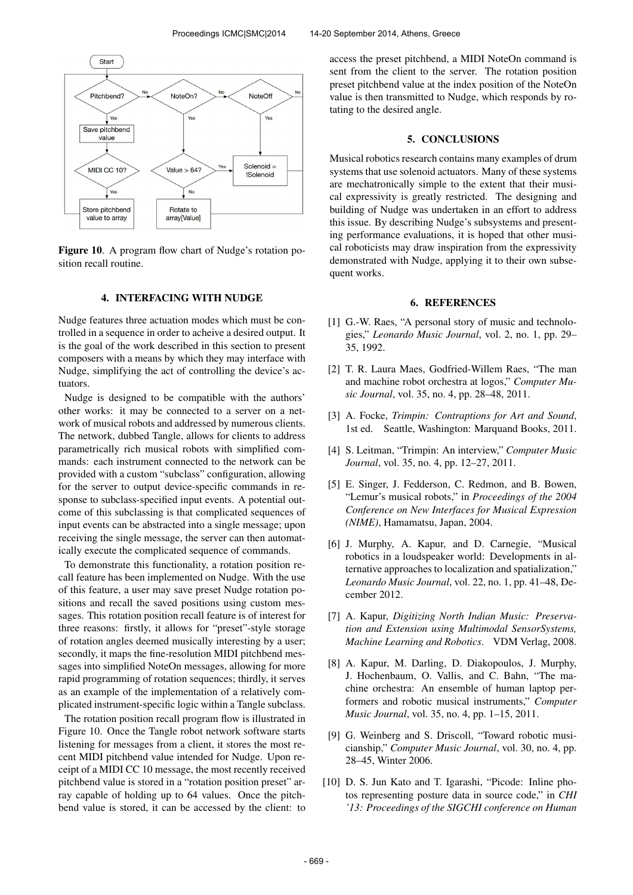Figure 10. A program flow chart of Nudge's rotation position recall routine.

## 4. INTERFACING WITH NUDGE

Nudge features three actuation modes which must be controlled in a sequence in order to acheive a desired output. It is the goal of the work described in this section to present composers with a means by which they may interface with Nudge, simplifying the act of controlling the device's actuators.

Nudge is designed to be compatible with the authors' other works: it may be connected to a server on a network of musical robots and addressed by numerous clients. The network, dubbed Tangle, allows for clients to address parametrically rich musical robots with simplified commands: each instrument connected to the network can be provided with a custom "subclass" configuration, allowing for the server to output device-specific commands in response to subclass-specified input events. A potential outcome of this subclassing is that complicated sequences of input events can be abstracted into a single message; upon receiving the single message, the server can then automatically execute the complicated sequence of commands.

To demonstrate this functionality, a rotation position recall feature has been implemented on Nudge. With the use of this feature, a user may save preset Nudge rotation positions and recall the saved positions using custom messages. This rotation position recall feature is of interest for three reasons: firstly, it allows for "preset"-style storage of rotation angles deemed musically interesting by a user; secondly, it maps the fine-resolution MIDI pitchbend messages into simplified NoteOn messages, allowing for more rapid programming of rotation sequences; thirdly, it serves as an example of the implementation of a relatively complicated instrument-specific logic within a Tangle subclass.

The rotation position recall program flow is illustrated in Figure 10. Once the Tangle robot network software starts listening for messages from a client, it stores the most recent MIDI pitchbend value intended for Nudge. Upon receipt of a MIDI CC 10 message, the most recently received pitchbend value is stored in a "rotation position preset" array capable of holding up to 64 values. Once the pitchbend value is stored, it can be accessed by the client: to access the preset pitchbend, a MIDI NoteOn command is sent from the client to the server. The rotation position preset pitchbend value at the index position of the NoteOn value is then transmitted to Nudge, which responds by rotating to the desired angle.

## 5. CONCLUSIONS

Musical robotics research contains many examples of drum systems that use solenoid actuators. Many of these systems are mechatronically simple to the extent that their musical expressivity is greatly restricted. The designing and building of Nudge was undertaken in an effort to address this issue. By describing Nudge's subsystems and presenting performance evaluations, it is hoped that other musical roboticists may draw inspiration from the expressivity demonstrated with Nudge, applying it to their own subsequent works.

## 6. REFERENCES

[1] G.-W. Raes, "A personal story of music and technologies," *Leonardo Music Journal*, vol. 2, no. 1, pp. 29–35, 1992.

[2] T. R. Laura Maes, Godfried-Willem Raes, "The man and machine robot orchestra at logos," *Computer Music Journal*, vol. 35, no. 4, pp. 28–48, 2011.

[3] A. Focke, *Trimpin: Contraptions for Art and Sound*, 1st ed. Seattle, Washington: Marquand Books, 2011.

[4] S. Leitman, "Trimpin: An interview," *Computer Music Journal*, vol. 35, no. 4, pp. 12–27, 2011.

[5] E. Singer, J. Fedderson, C. Redmon, and B. Bowen, "Lemur's musical robots," in *Proceedings of the 2004 Conference on New Interfaces for Musical Expression (NIME)*, Hamamatsu, Japan, 2004.

[6] J. Murphy, A. Kapur, and D. Carnegie, "Musical robotics in a loudspeaker world: Developments in alternative approaches to localization and spatialization," *Leonardo Music Journal*, vol. 22, no. 1, pp. 41–48, December 2012.

[7] A. Kapur, *Digitizing North Indian Music: Preservation and Extension using Multimodal SensorSystems, Machine Learning and Robotics*. VDM Verlag, 2008.

[8] A. Kapur, M. Darling, D. Diakopoulos, J. Murphy, J. Hochenbaum, O. Vallis, and C. Bahn, "The machine orchestra: An ensemble of human laptop performers and robotic musical instruments," *Computer Music Journal*, vol. 35, no. 4, pp. 1–15, 2011.

[9] G. Weinberg and S. Driscoll, "Toward robotic musicianship," *Computer Music Journal*, vol. 30, no. 4, pp. 28–45, Winter 2006.

[10] D. S. Jun Kato and T. Igarashi, "Picode: Inline photos representing posture data in source code," in *CHI '13: Proceedings of the SIGCHI conference on Human*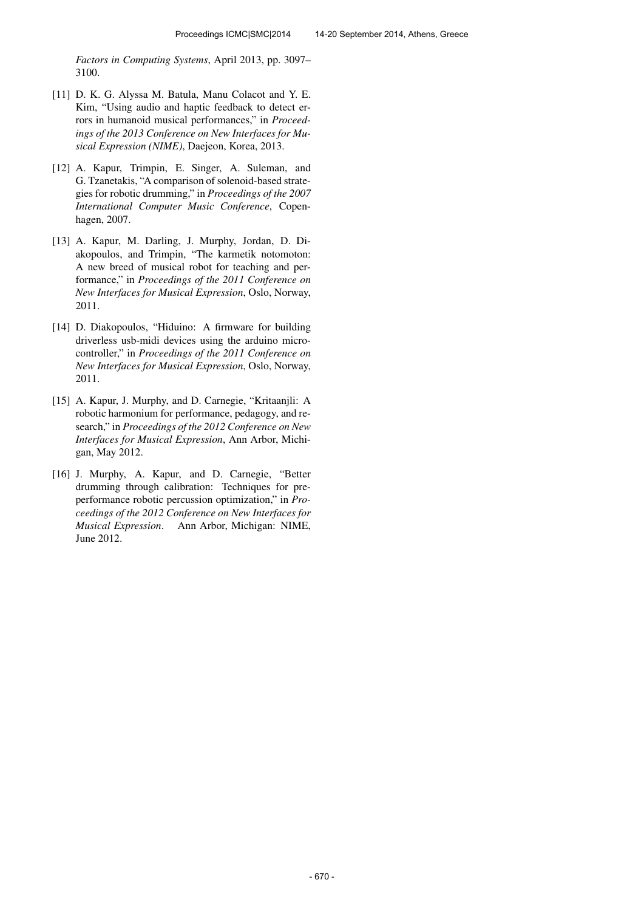*Factors in Computing Systems*, April 2013, pp. 3097–3100.

[11] D. K. G. Alyssa M. Batula, Manu Colacot and Y. E. Kim, "Using audio and haptic feedback to detect errors in humanoid musical performances," in *Proceedings of the 2013 Conference on New Interfaces for Musical Expression (NIME)*, Daejeon, Korea, 2013.

[12] A. Kapur, Trimpin, E. Singer, A. Suleman, and G. Tzanetakis, "A comparison of solenoid-based strategies for robotic drumming," in *Proceedings of the 2007 International Computer Music Conference*, Copenhagen, 2007.

[13] A. Kapur, M. Darling, J. Murphy, Jordan, D. Diakopoulos, and Trimpin, "The karmetik notomoton: A new breed of musical robot for teaching and performance," in *Proceedings of the 2011 Conference on New Interfaces for Musical Expression*, Oslo, Norway, 2011.

[14] D. Diakopoulos, "Hiduino: A firmware for building driverless usb-midi devices using the arduino microcontroller," in *Proceedings of the 2011 Conference on New Interfaces for Musical Expression*, Oslo, Norway, 2011.

[15] A. Kapur, J. Murphy, and D. Carnegie, "Kritaanjli: A robotic harmonium for performance, pedagogy, and research," in *Proceedings of the 2012 Conference on New Interfaces for Musical Expression*, Ann Arbor, Michigan, May 2012.

[16] J. Murphy, A. Kapur, and D. Carnegie, "Better drumming through calibration: Techniques for pre-performance robotic percussion optimization," in *Proceedings of the 2012 Conference on New Interfaces for Musical Expression*. Ann Arbor, Michigan: NIME, June 2012.